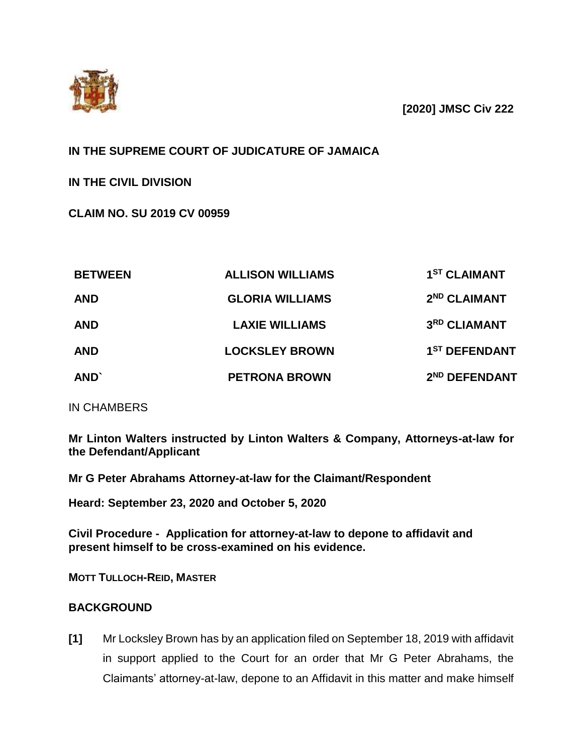**[2020] JMSC Civ 222**

**IN THE SUPREME COURT OF JUDICATURE OF JAMAICA**

**IN THE CIVIL DIVISION**

**CLAIM NO. SU 2019 CV 00959**

| | | |
|---|---|---|
| **BETWEEN** | **ALLISON WILLIAMS** | **1ST CLAIMANT** |
| **AND** | **GLORIA WILLIAMS** | **2ND CLAIMANT** |
| **AND** | **LAXIE WILLIAMS** | **3RD CLIAMANT** |
| **AND** | **LOCKSLEY BROWN** | **1ST DEFENDANT** |
| **AND`** | **PETRONA BROWN** | **2ND DEFENDANT** |

IN CHAMBERS

**Mr Linton Walters instructed by Linton Walters & Company, Attorneys-at-law for the Defendant/Applicant**

**Mr G Peter Abrahams Attorney-at-law for the Claimant/Respondent**

**Heard: September 23, 2020 and October 5, 2020**

**Civil Procedure - Application for attorney-at-law to depone to affidavit and present himself to be cross-examined on his evidence.**

**MOTT TULLOCH-REID, MASTER**

## BACKGROUND

**[1]** Mr Locksley Brown has by an application filed on September 18, 2019 with affidavit in support applied to the Court for an order that Mr G Peter Abrahams, the Claimants' attorney-at-law, depone to an Affidavit in this matter and make himself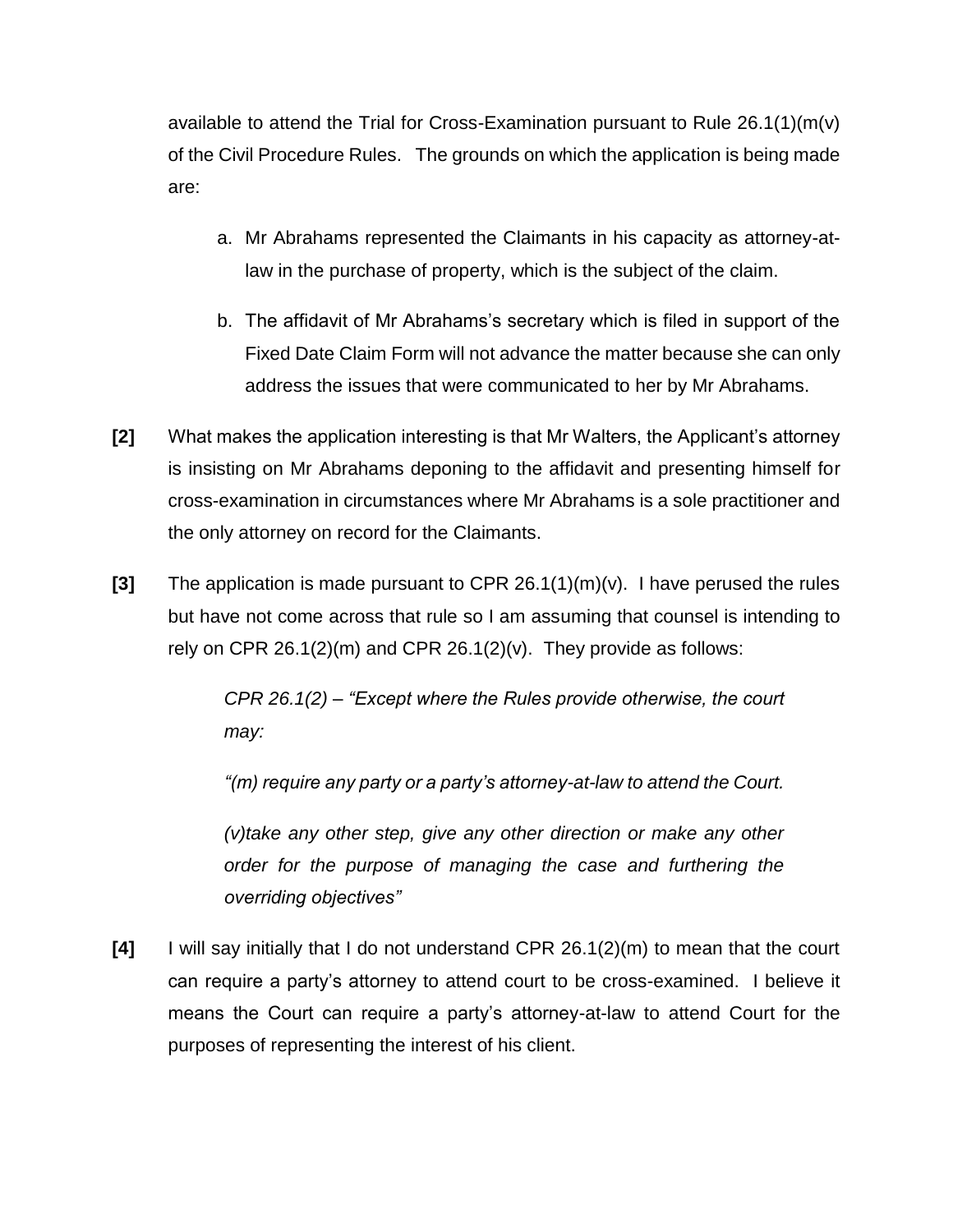available to attend the Trial for Cross-Examination pursuant to Rule 26.1(1)(m(v) of the Civil Procedure Rules. The grounds on which the application is being made are:

a. Mr Abrahams represented the Claimants in his capacity as attorney-at-law in the purchase of property, which is the subject of the claim.

b. The affidavit of Mr Abrahams's secretary which is filed in support of the Fixed Date Claim Form will not advance the matter because she can only address the issues that were communicated to her by Mr Abrahams.

**[2]** What makes the application interesting is that Mr Walters, the Applicant's attorney is insisting on Mr Abrahams deponing to the affidavit and presenting himself for cross-examination in circumstances where Mr Abrahams is a sole practitioner and the only attorney on record for the Claimants.

**[3]** The application is made pursuant to CPR 26.1(1)(m)(v). I have perused the rules but have not come across that rule so I am assuming that counsel is intending to rely on CPR 26.1(2)(m) and CPR 26.1(2)(v). They provide as follows:

> *CPR 26.1(2) – "Except where the Rules provide otherwise, the court may:*
>
> *"(m) require any party or a party's attorney-at-law to attend the Court.*
>
> *(v)take any other step, give any other direction or make any other order for the purpose of managing the case and furthering the overriding objectives"*

**[4]** I will say initially that I do not understand CPR 26.1(2)(m) to mean that the court can require a party's attorney to attend court to be cross-examined. I believe it means the Court can require a party's attorney-at-law to attend Court for the purposes of representing the interest of his client.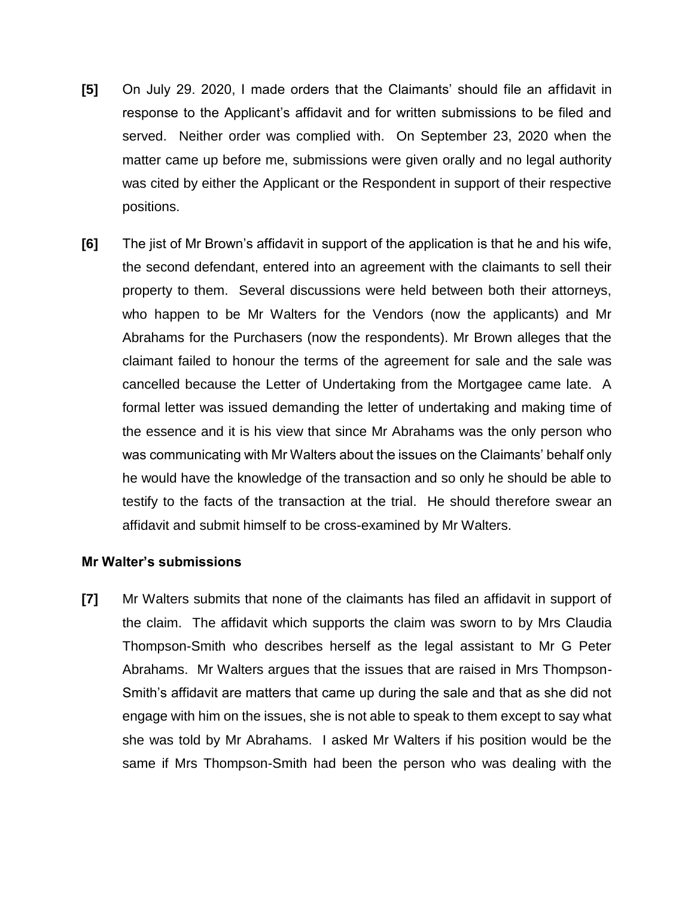**[5]** On July 29. 2020, I made orders that the Claimants' should file an affidavit in response to the Applicant's affidavit and for written submissions to be filed and served. Neither order was complied with. On September 23, 2020 when the matter came up before me, submissions were given orally and no legal authority was cited by either the Applicant or the Respondent in support of their respective positions.

**[6]** The jist of Mr Brown's affidavit in support of the application is that he and his wife, the second defendant, entered into an agreement with the claimants to sell their property to them. Several discussions were held between both their attorneys, who happen to be Mr Walters for the Vendors (now the applicants) and Mr Abrahams for the Purchasers (now the respondents). Mr Brown alleges that the claimant failed to honour the terms of the agreement for sale and the sale was cancelled because the Letter of Undertaking from the Mortgagee came late. A formal letter was issued demanding the letter of undertaking and making time of the essence and it is his view that since Mr Abrahams was the only person who was communicating with Mr Walters about the issues on the Claimants' behalf only he would have the knowledge of the transaction and so only he should be able to testify to the facts of the transaction at the trial. He should therefore swear an affidavit and submit himself to be cross-examined by Mr Walters.

### Mr Walter's submissions

**[7]** Mr Walters submits that none of the claimants has filed an affidavit in support of the claim. The affidavit which supports the claim was sworn to by Mrs Claudia Thompson-Smith who describes herself as the legal assistant to Mr G Peter Abrahams. Mr Walters argues that the issues that are raised in Mrs Thompson-Smith's affidavit are matters that came up during the sale and that as she did not engage with him on the issues, she is not able to speak to them except to say what she was told by Mr Abrahams. I asked Mr Walters if his position would be the same if Mrs Thompson-Smith had been the person who was dealing with the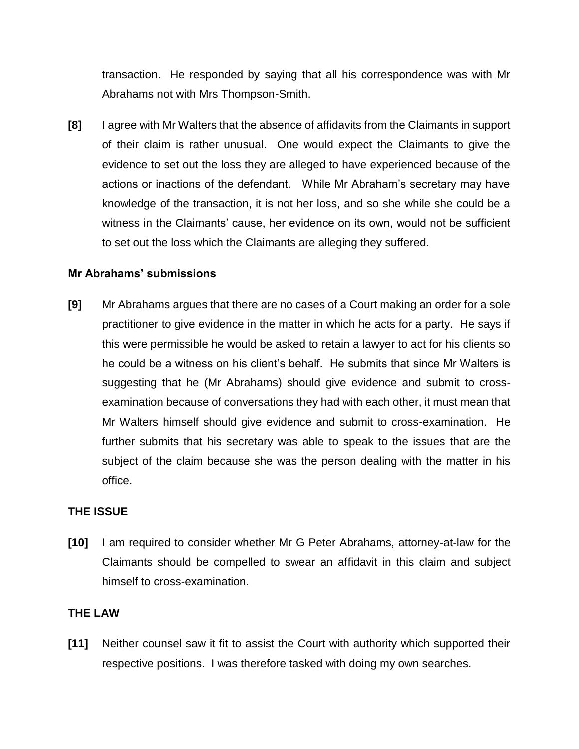transaction. He responded by saying that all his correspondence was with Mr Abrahams not with Mrs Thompson-Smith.

**[8]** I agree with Mr Walters that the absence of affidavits from the Claimants in support of their claim is rather unusual. One would expect the Claimants to give the evidence to set out the loss they are alleged to have experienced because of the actions or inactions of the defendant. While Mr Abraham's secretary may have knowledge of the transaction, it is not her loss, and so she while she could be a witness in the Claimants' cause, her evidence on its own, would not be sufficient to set out the loss which the Claimants are alleging they suffered.

**Mr Abrahams' submissions**

**[9]** Mr Abrahams argues that there are no cases of a Court making an order for a sole practitioner to give evidence in the matter in which he acts for a party. He says if this were permissible he would be asked to retain a lawyer to act for his clients so he could be a witness on his client's behalf. He submits that since Mr Walters is suggesting that he (Mr Abrahams) should give evidence and submit to cross-examination because of conversations they had with each other, it must mean that Mr Walters himself should give evidence and submit to cross-examination. He further submits that his secretary was able to speak to the issues that are the subject of the claim because she was the person dealing with the matter in his office.

**THE ISSUE**

**[10]** I am required to consider whether Mr G Peter Abrahams, attorney-at-law for the Claimants should be compelled to swear an affidavit in this claim and subject himself to cross-examination.

**THE LAW**

**[11]** Neither counsel saw it fit to assist the Court with authority which supported their respective positions. I was therefore tasked with doing my own searches.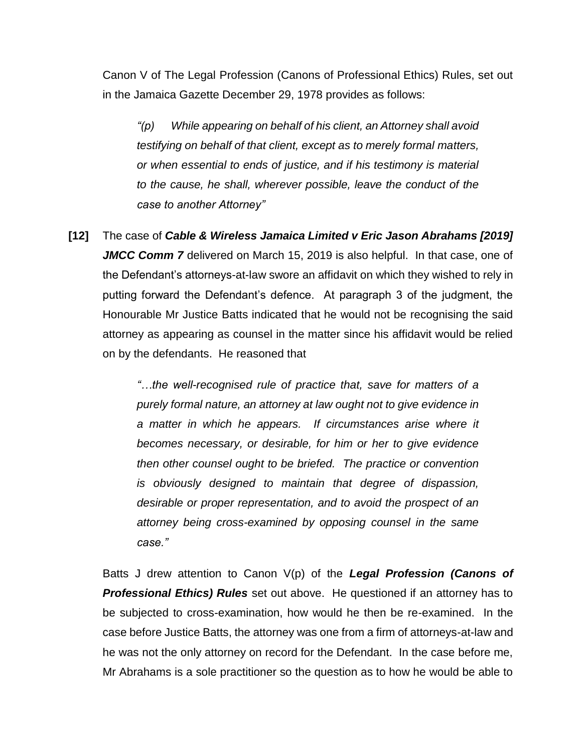Canon V of The Legal Profession (Canons of Professional Ethics) Rules, set out in the Jamaica Gazette December 29, 1978 provides as follows:

> *"(p) While appearing on behalf of his client, an Attorney shall avoid testifying on behalf of that client, except as to merely formal matters, or when essential to ends of justice, and if his testimony is material to the cause, he shall, wherever possible, leave the conduct of the case to another Attorney"*

**[12]** The case of ***Cable & Wireless Jamaica Limited v Eric Jason Abrahams [2019] JMCC Comm 7*** delivered on March 15, 2019 is also helpful. In that case, one of the Defendant's attorneys-at-law swore an affidavit on which they wished to rely in putting forward the Defendant's defence. At paragraph 3 of the judgment, the Honourable Mr Justice Batts indicated that he would not be recognising the said attorney as appearing as counsel in the matter since his affidavit would be relied on by the defendants. He reasoned that

> *"…the well-recognised rule of practice that, save for matters of a purely formal nature, an attorney at law ought not to give evidence in a matter in which he appears. If circumstances arise where it becomes necessary, or desirable, for him or her to give evidence then other counsel ought to be briefed. The practice or convention is obviously designed to maintain that degree of dispassion, desirable or proper representation, and to avoid the prospect of an attorney being cross-examined by opposing counsel in the same case."*

Batts J drew attention to Canon V(p) of the ***Legal Profession (Canons of Professional Ethics) Rules*** set out above. He questioned if an attorney has to be subjected to cross-examination, how would he then be re-examined. In the case before Justice Batts, the attorney was one from a firm of attorneys-at-law and he was not the only attorney on record for the Defendant. In the case before me, Mr Abrahams is a sole practitioner so the question as to how he would be able to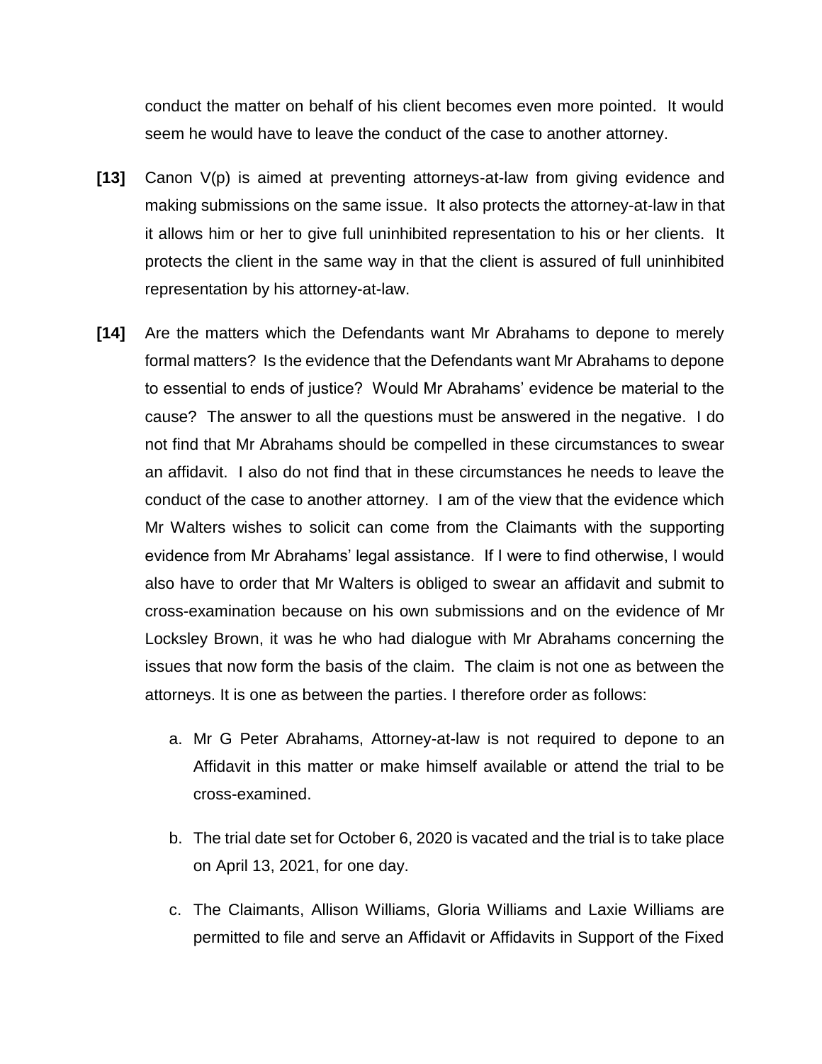conduct the matter on behalf of his client becomes even more pointed. It would seem he would have to leave the conduct of the case to another attorney.

**[13]** Canon V(p) is aimed at preventing attorneys-at-law from giving evidence and making submissions on the same issue. It also protects the attorney-at-law in that it allows him or her to give full uninhibited representation to his or her clients. It protects the client in the same way in that the client is assured of full uninhibited representation by his attorney-at-law.

**[14]** Are the matters which the Defendants want Mr Abrahams to depone to merely formal matters? Is the evidence that the Defendants want Mr Abrahams to depone to essential to ends of justice? Would Mr Abrahams' evidence be material to the cause? The answer to all the questions must be answered in the negative. I do not find that Mr Abrahams should be compelled in these circumstances to swear an affidavit. I also do not find that in these circumstances he needs to leave the conduct of the case to another attorney. I am of the view that the evidence which Mr Walters wishes to solicit can come from the Claimants with the supporting evidence from Mr Abrahams' legal assistance. If I were to find otherwise, I would also have to order that Mr Walters is obliged to swear an affidavit and submit to cross-examination because on his own submissions and on the evidence of Mr Locksley Brown, it was he who had dialogue with Mr Abrahams concerning the issues that now form the basis of the claim. The claim is not one as between the attorneys. It is one as between the parties. I therefore order as follows:

a. Mr G Peter Abrahams, Attorney-at-law is not required to depone to an Affidavit in this matter or make himself available or attend the trial to be cross-examined.

b. The trial date set for October 6, 2020 is vacated and the trial is to take place on April 13, 2021, for one day.

c. The Claimants, Allison Williams, Gloria Williams and Laxie Williams are permitted to file and serve an Affidavit or Affidavits in Support of the Fixed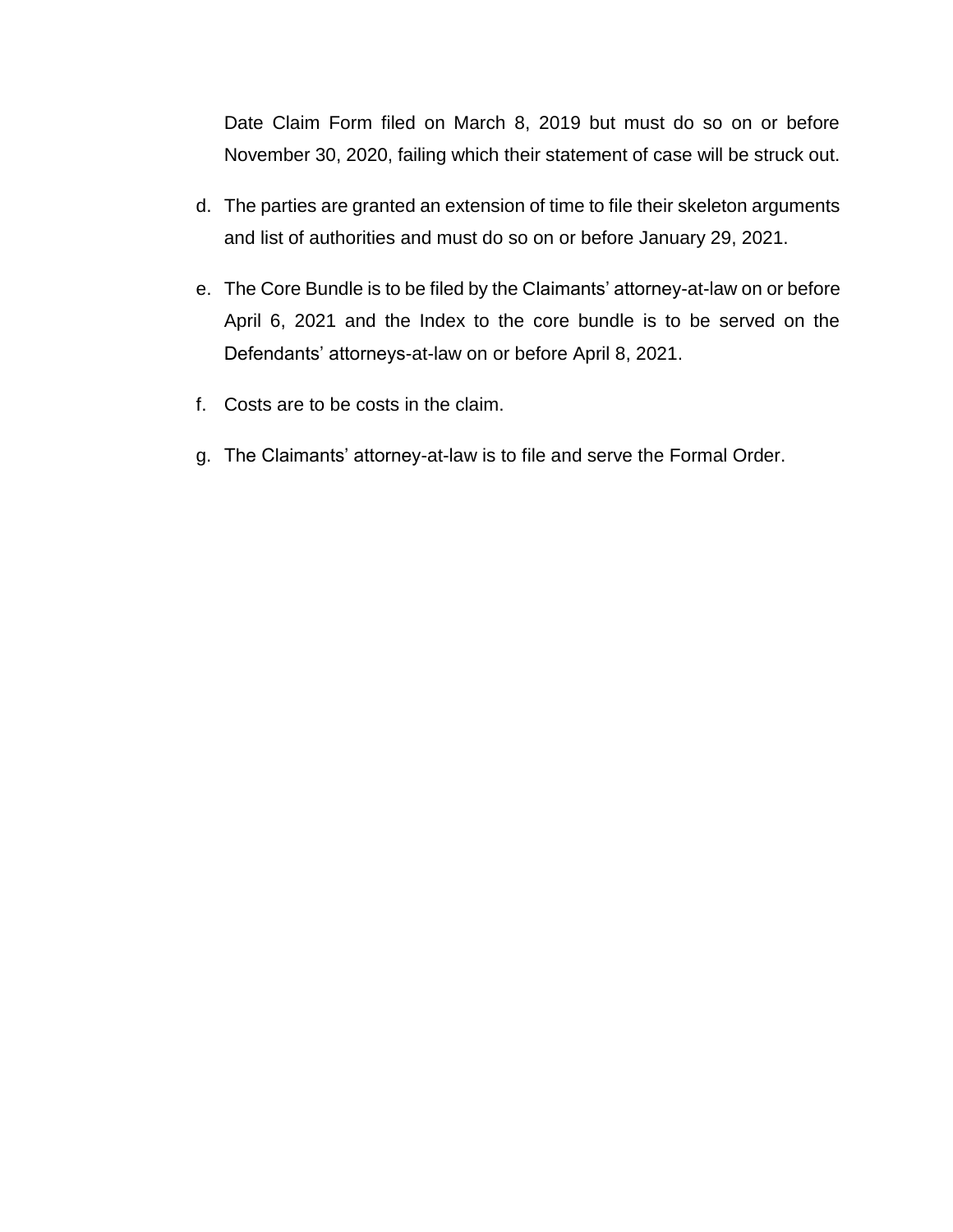Date Claim Form filed on March 8, 2019 but must do so on or before November 30, 2020, failing which their statement of case will be struck out.

d. The parties are granted an extension of time to file their skeleton arguments and list of authorities and must do so on or before January 29, 2021.

e. The Core Bundle is to be filed by the Claimants' attorney-at-law on or before April 6, 2021 and the Index to the core bundle is to be served on the Defendants' attorneys-at-law on or before April 8, 2021.

f. Costs are to be costs in the claim.

g. The Claimants' attorney-at-law is to file and serve the Formal Order.